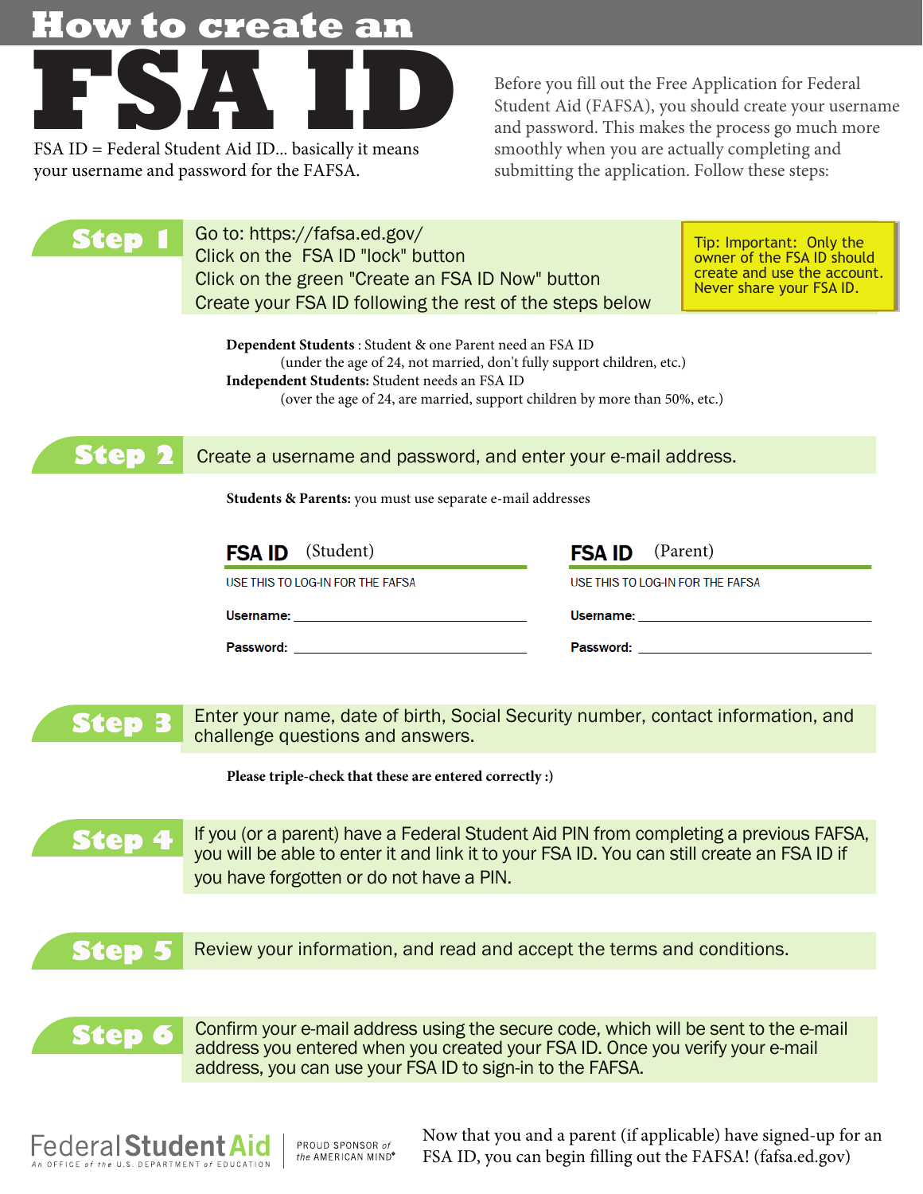# How to create an FSA ID

FSA ID = Federal Student Aid ID... basically it means your username and password for the FAFSA.

Before you fill out the Free Application for Federal Student Aid (FAFSA), you should create your username and password. This makes the process go much more smoothly when you are actually completing and submitting the application. Follow these steps:

## Step 1

Go to: https://fafsa.ed.gov/
Click on the FSA ID "lock" button
Click on the green "Create an FSA ID Now" button
Create your FSA ID following the rest of the steps below

> Tip: Important: Only the owner of the FSA ID should create and use the account. Never share your FSA ID.

**Dependent Students** : Student & one Parent need an FSA ID
(under the age of 24, not married, don't fully support children, etc.)
**Independent Students:** Student needs an FSA ID
(over the age of 24, are married, support children by more than 50%, etc.)

## Step 2

Create a username and password, and enter your e-mail address.

**Students & Parents:** you must use separate e-mail addresses

**FSA ID** (Student)

USE THIS TO LOG-IN FOR THE FAFSA

**Username:** ______________________________

**Password:** ______________________________

**FSA ID** (Parent)

USE THIS TO LOG-IN FOR THE FAFSA

**Username:** ______________________________

**Password:** ______________________________

## Step 3

Enter your name, date of birth, Social Security number, contact information, and challenge questions and answers.

**Please triple-check that these are entered correctly :)**

## Step 4

If you (or a parent) have a Federal Student Aid PIN from completing a previous FAFSA, you will be able to enter it and link it to your FSA ID. You can still create an FSA ID if you have forgotten or do not have a PIN.

## Step 5

Review your information, and read and accept the terms and conditions.

## Step 6

Confirm your e-mail address using the secure code, which will be sent to the e-mail address you entered when you created your FSA ID. Once you verify your e-mail address, you can use your FSA ID to sign-in to the FAFSA.

Federal Student Aid — An OFFICE of the U.S. DEPARTMENT of EDUCATION | PROUD SPONSOR of the AMERICAN MIND®

Now that you and a parent (if applicable) have signed-up for an FSA ID, you can begin filling out the FAFSA! (fafsa.ed.gov)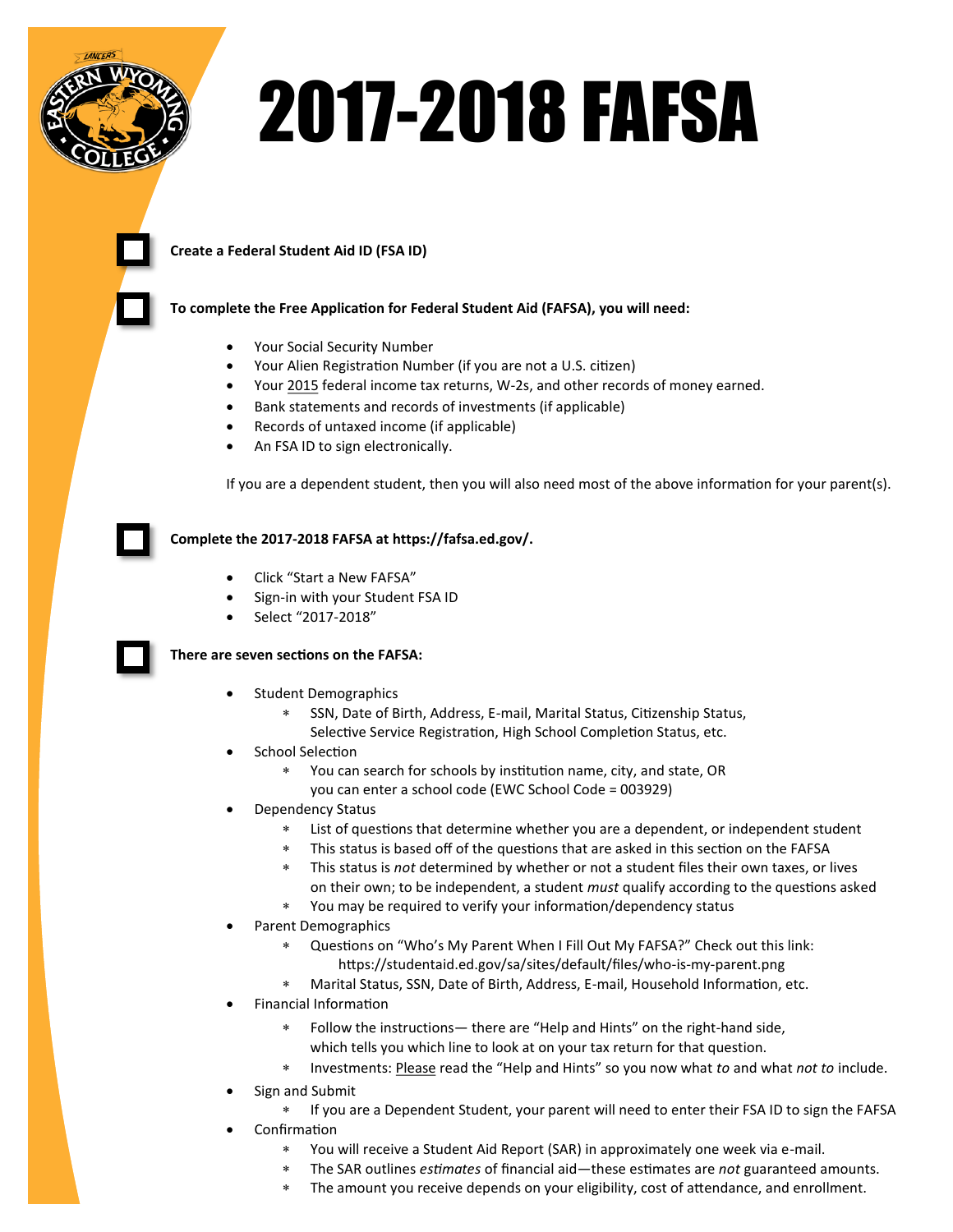# 2017-2018 FAFSA

☐ **Create a Federal Student Aid ID (FSA ID)**

☐ **To complete the Free Application for Federal Student Aid (FAFSA), you will need:**

- Your Social Security Number
- Your Alien Registration Number (if you are not a U.S. citizen)
- Your 2015 federal income tax returns, W-2s, and other records of money earned.
- Bank statements and records of investments (if applicable)
- Records of untaxed income (if applicable)
- An FSA ID to sign electronically.

If you are a dependent student, then you will also need most of the above information for your parent(s).

☐ **Complete the 2017-2018 FAFSA at https://fafsa.ed.gov/.**

- Click "Start a New FAFSA"
- Sign-in with your Student FSA ID
- Select "2017-2018"

☐ **There are seven sections on the FAFSA:**

- Student Demographics
  - SSN, Date of Birth, Address, E-mail, Marital Status, Citizenship Status, Selective Service Registration, High School Completion Status, etc.
- School Selection
  - You can search for schools by institution name, city, and state, OR you can enter a school code (EWC School Code = 003929)
- Dependency Status
  - List of questions that determine whether you are a dependent, or independent student
  - This status is based off of the questions that are asked in this section on the FAFSA
  - This status is *not* determined by whether or not a student files their own taxes, or lives on their own; to be independent, a student *must* qualify according to the questions asked
  - You may be required to verify your information/dependency status
- Parent Demographics
  - Questions on "Who's My Parent When I Fill Out My FAFSA?" Check out this link: https://studentaid.ed.gov/sa/sites/default/files/who-is-my-parent.png
  - Marital Status, SSN, Date of Birth, Address, E-mail, Household Information, etc.
- Financial Information
  - Follow the instructions— there are "Help and Hints" on the right-hand side, which tells you which line to look at on your tax return for that question.
  - Investments: Please read the "Help and Hints" so you now what *to* and what *not to* include.
- Sign and Submit
  - If you are a Dependent Student, your parent will need to enter their FSA ID to sign the FAFSA
- Confirmation
  - You will receive a Student Aid Report (SAR) in approximately one week via e-mail.
  - The SAR outlines *estimates* of financial aid—these estimates are *not* guaranteed amounts.
  - The amount you receive depends on your eligibility, cost of attendance, and enrollment.